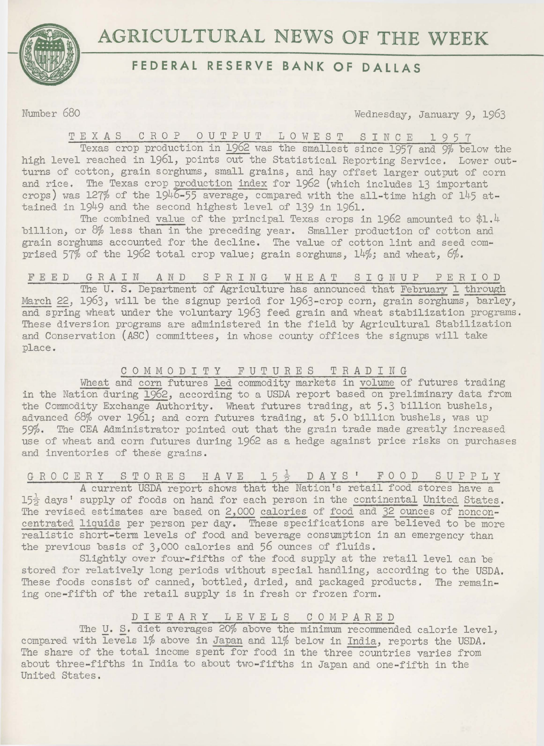# AGRICULTURAL NEWS OF THE WEEK

## FEDERAL RESERVE BANK OF DALLAS

Number 680 Wednesday, January 9, 1963

### TEXAS CROP OUTPUT LOWEST SINCE 1957

Texas crop production in 1962 was the smallest since 1957 and 9% below the high level reached in 1961, points out the Statistical Reporting Service. Lower outturns of cotton, grain sorghums, small grains, and hay offset larger output of corn and rice. The Texas crop production index for 1962 (which includes 13 important crops) was 127% of the 1946-55 average, compared with the all-time high of 145 attained in 1949 and the second highest level of 139 in 1961.

The combined value of the principal Texas crops in 1962 amounted to $1.4 billion, or 8% less than in the preceding year. Smaller production of cotton and grain sorghums accounted for the decline. The value of cotton lint and seed comprised 57% of the 1962 total crop value; grain sorghums, 14%; and wheat, 6%.

### FEED GRAIN AND SPRING WHEAT SIGNUP PERIOD

The U. S. Department of Agriculture has announced that February 1 through March 22, 1963, will be the signup period for 1963-crop corn, grain sorghums, barley, and spring wheat under the voluntary 1963 feed grain and wheat stabilization programs. These diversion programs are administered in the field by Agricultural Stabilization and Conservation (ASC) committees, in whose county offices the signups will take place.

### COMMODITY FUTURES TRADING

Wheat and corn futures led commodity markets in volume of futures trading in the Nation during 1962, according to a USDA report based on preliminary data from the Commodity Exchange Authority. Wheat futures trading, at 5.3 billion bushels, advanced 68% over 1961; and corn futures trading, at 5.0 billion bushels, was up 59%. The CEA Administrator pointed out that the grain trade made greatly increased use of wheat and corn futures during 1962 as a hedge against price risks on purchases and inventories of these grains.

### GROCERY STORES HAVE 15½ DAYS' FOOD SUPPLY

A current USDA report shows that the Nation's retail food stores have a 15½ days' supply of foods on hand for each person in the continental United States. The revised estimates are based on 2,000 calories of food and 32 ounces of nonconcentrated liquids per person per day. These specifications are believed to be more realistic short-term levels of food and beverage consumption in an emergency than the previous basis of 3,000 calories and 56 ounces of fluids.

Slightly over four-fifths of the food supply at the retail level can be stored for relatively long periods without special handling, according to the USDA. These foods consist of canned, bottled, dried, and packaged products. The remaining one-fifth of the retail supply is in fresh or frozen form.

### DIETARY LEVELS COMPARED

The U. S. diet averages 20% above the minimum recommended calorie level, compared with levels 1% above in Japan and 11% below in India, reports the USDA. The share of the total income spent for food in the three countries varies from about three-fifths in India to about two-fifths in Japan and one-fifth in the United States.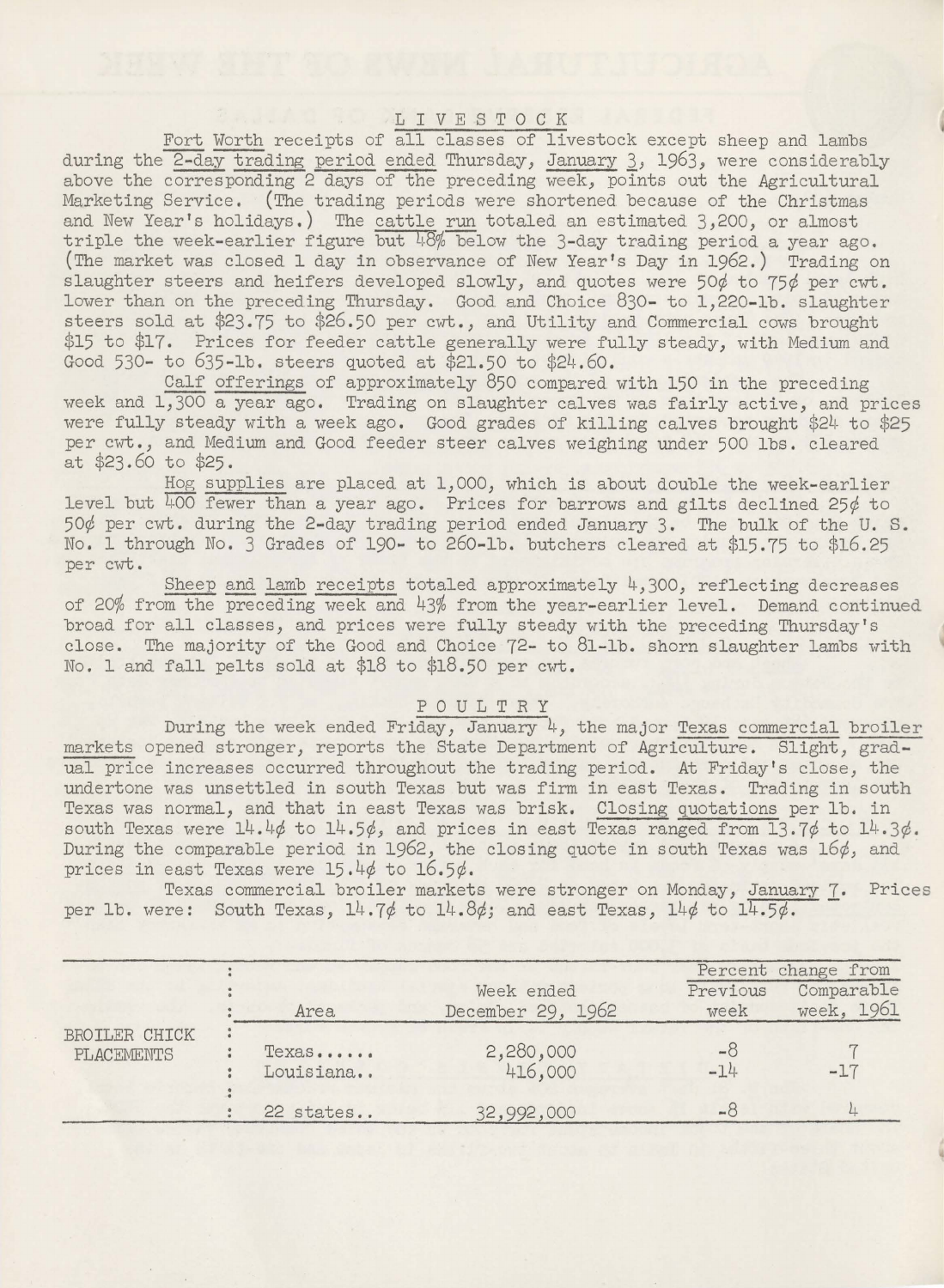## LIVESTOCK

Fort Worth receipts of all classes of livestock except sheep and lambs during the 2-day trading period ended Thursday, January 3, 1963, were considerably above the corresponding 2 days of the preceding week, points out the Agricultural Marketing Service. (The trading periods were shortened because of the Christmas and New Year's holidays.) The cattle run totaled an estimated 3,200, or almost triple the week-earlier figure but 48% below the 3-day trading period a year ago. (The market was closed 1 day in observance of New Year's Day in 1962.) Trading on slaughter steers and heifers developed slowly, and quotes were 50¢ to 75¢ per cwt. lower than on the preceding Thursday. Good and Choice 830- to 1,220-lb. slaughter steers sold at $23.75 to $26.50 per cwt., and Utility and Commercial cows brought $15 to $17. Prices for feeder cattle generally were fully steady, with Medium and Good 530- to 635-lb. steers quoted at $21.50 to $24.60.

Calf offerings of approximately 850 compared with 150 in the preceding week and 1,300 a year ago. Trading on slaughter calves was fairly active, and prices were fully steady with a week ago. Good grades of killing calves brought $24 to $25 per cwt., and Medium and Good feeder steer calves weighing under 500 lbs. cleared at $23.60 to $25.

Hog supplies are placed at 1,000, which is about double the week-earlier level but 400 fewer than a year ago. Prices for barrows and gilts declined 25¢ to 50¢ per cwt. during the 2-day trading period ended January 3. The bulk of the U. S. No. 1 through No. 3 Grades of 190- to 260-lb. butchers cleared at $15.75 to $16.25 per cwt.

Sheep and lamb receipts totaled approximately 4,300, reflecting decreases of 20% from the preceding week and 43% from the year-earlier level. Demand continued broad for all classes, and prices were fully steady with the preceding Thursday's close. The majority of the Good and Choice 72- to 81-lb. shorn slaughter lambs with No. 1 and fall pelts sold at $18 to $18.50 per cwt.

## POULTRY

During the week ended Friday, January 4, the major Texas commercial broiler markets opened stronger, reports the State Department of Agriculture. Slight, gradual price increases occurred throughout the trading period. At Friday's close, the undertone was unsettled in south Texas but was firm in east Texas. Trading in south Texas was normal, and that in east Texas was brisk. Closing quotations per lb. in south Texas were 14.4¢ to 14.5¢, and prices in east Texas ranged from 13.7¢ to 14.3¢. During the comparable period in 1962, the closing quote in south Texas was 16¢, and prices in east Texas were 15.4¢ to 16.5¢.

Texas commercial broiler markets were stronger on Monday, January 7. Prices per lb. were: South Texas, 14.7¢ to 14.8¢; and east Texas, 14¢ to 14.5¢.

| | Area | Week ended December 29, 1962 | Percent change from Previous week | Percent change from Comparable week, 1961 |
|---|---|---|---|---|
| BROILER CHICK PLACEMENTS | Texas...... | 2,280,000 | -8 | 7 |
| | Louisiana.. | 416,000 | -14 | -17 |
| | 22 states.. | 32,992,000 | -8 | 4 |